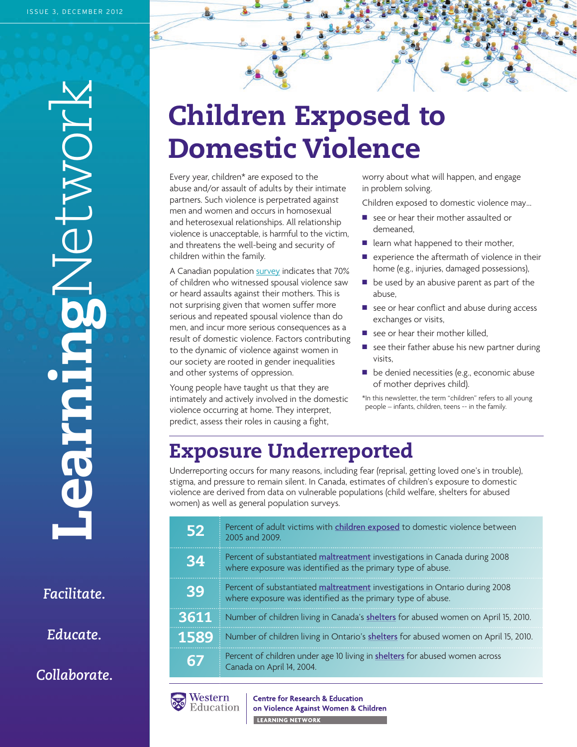ISSUE 3, DECEMBER 2012

# Children Exposed to Domestic Violence

Every year, children* are exposed to the abuse and/or assault of adults by their intimate partners. Such violence is perpetrated against men and women and occurs in homosexual and heterosexual relationships. All relationship violence is unacceptable, is harmful to the victim, and threatens the well-being and security of children within the family.

A Canadian population survey indicates that 70% of children who witnessed spousal violence saw or heard assaults against their mothers. This is not surprising given that women suffer more serious and repeated spousal violence than do men, and incur more serious consequences as a result of domestic violence. Factors contributing to the dynamic of violence against women in our society are rooted in gender inequalities and other systems of oppression.

Young people have taught us that they are intimately and actively involved in the domestic violence occurring at home. They interpret, predict, assess their roles in causing a fight, worry about what will happen, and engage in problem solving.

Children exposed to domestic violence may...

- see or hear their mother assaulted or demeaned,
- learn what happened to their mother,
- experience the aftermath of violence in their home (e.g., injuries, damaged possessions),
- be used by an abusive parent as part of the abuse,
- see or hear conflict and abuse during access exchanges or visits,
- see or hear their mother killed,
- see their father abuse his new partner during visits,
- be denied necessities (e.g., economic abuse of mother deprives child).

*In this newsletter, the term "children" refers to all young people – infants, children, teens -- in the family.

## Exposure Underreported

Underreporting occurs for many reasons, including fear (reprisal, getting loved one's in trouble), stigma, and pressure to remain silent. In Canada, estimates of children's exposure to domestic violence are derived from data on vulnerable populations (child welfare, shelters for abused women) as well as general population surveys.

| | |
|---|---|
| 52 | Percent of adult victims with children exposed to domestic violence between 2005 and 2009. |
| 34 | Percent of substantiated maltreatment investigations in Canada during 2008 where exposure was identified as the primary type of abuse. |
| 39 | Percent of substantiated maltreatment investigations in Ontario during 2008 where exposure was identified as the primary type of abuse. |
| 3611 | Number of children living in Canada's shelters for abused women on April 15, 2010. |
| 1589 | Number of children living in Ontario's shelters for abused women on April 15, 2010. |
| 67 | Percent of children under age 10 living in shelters for abused women across Canada on April 14, 2004. |

Western Education | Centre for Research & Education on Violence Against Women & Children — LEARNING NETWORK

LearningNetwork

*Facilitate.*

*Educate.*

*Collaborate.*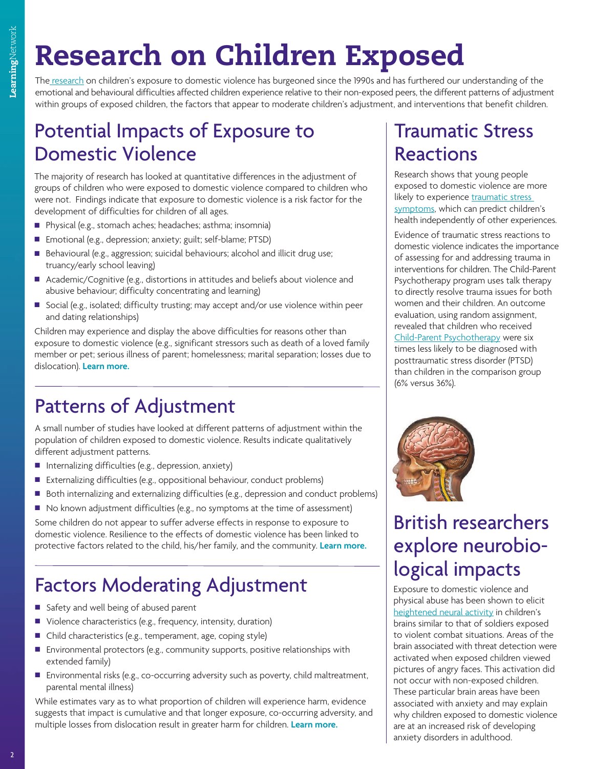# Research on Children Exposed

The research on children's exposure to domestic violence has burgeoned since the 1990s and has furthered our understanding of the emotional and behavioural difficulties affected children experience relative to their non-exposed peers, the different patterns of adjustment within groups of exposed children, the factors that appear to moderate children's adjustment, and interventions that benefit children.

## Potential Impacts of Exposure to Domestic Violence

The majority of research has looked at quantitative differences in the adjustment of groups of children who were exposed to domestic violence compared to children who were not. Findings indicate that exposure to domestic violence is a risk factor for the development of difficulties for children of all ages.

- Physical (e.g., stomach aches; headaches; asthma; insomnia)
- Emotional (e.g., depression; anxiety; guilt; self-blame; PTSD)
- Behavioural (e.g., aggression; suicidal behaviours; alcohol and illicit drug use; truancy/early school leaving)
- Academic/Cognitive (e.g., distortions in attitudes and beliefs about violence and abusive behaviour; difficulty concentrating and learning)
- Social (e.g., isolated; difficulty trusting; may accept and/or use violence within peer and dating relationships)

Children may experience and display the above difficulties for reasons other than exposure to domestic violence (e.g., significant stressors such as death of a loved family member or pet; serious illness of parent; homelessness; marital separation; losses due to dislocation). **Learn more.**

## Patterns of Adjustment

A small number of studies have looked at different patterns of adjustment within the population of children exposed to domestic violence. Results indicate qualitatively different adjustment patterns.

- Internalizing difficulties (e.g., depression, anxiety)
- Externalizing difficulties (e.g., oppositional behaviour, conduct problems)
- Both internalizing and externalizing difficulties (e.g., depression and conduct problems)
- No known adjustment difficulties (e.g., no symptoms at the time of assessment)

Some children do not appear to suffer adverse effects in response to exposure to domestic violence. Resilience to the effects of domestic violence has been linked to protective factors related to the child, his/her family, and the community. **Learn more.**

## Factors Moderating Adjustment

- Safety and well being of abused parent
- Violence characteristics (e.g., frequency, intensity, duration)
- Child characteristics (e.g., temperament, age, coping style)
- Environmental protectors (e.g., community supports, positive relationships with extended family)
- Environmental risks (e.g., co-occurring adversity such as poverty, child maltreatment, parental mental illness)

While estimates vary as to what proportion of children will experience harm, evidence suggests that impact is cumulative and that longer exposure, co-occurring adversity, and multiple losses from dislocation result in greater harm for children. **Learn more.**

## Traumatic Stress Reactions

Research shows that young people exposed to domestic violence are more likely to experience traumatic stress symptoms, which can predict children's health independently of other experiences.

Evidence of traumatic stress reactions to domestic violence indicates the importance of assessing for and addressing trauma in interventions for children. The Child-Parent Psychotherapy program uses talk therapy to directly resolve trauma issues for both women and their children. An outcome evaluation, using random assignment, revealed that children who received Child-Parent Psychotherapy were six times less likely to be diagnosed with posttraumatic stress disorder (PTSD) than children in the comparison group (6% versus 36%).

## British researchers explore neurobiological impacts

Exposure to domestic violence and physical abuse has been shown to elicit heightened neural activity in children's brains similar to that of soldiers exposed to violent combat situations. Areas of the brain associated with threat detection were activated when exposed children viewed pictures of angry faces. This activation did not occur with non-exposed children. These particular brain areas have been associated with anxiety and may explain why children exposed to domestic violence are at an increased risk of developing anxiety disorders in adulthood.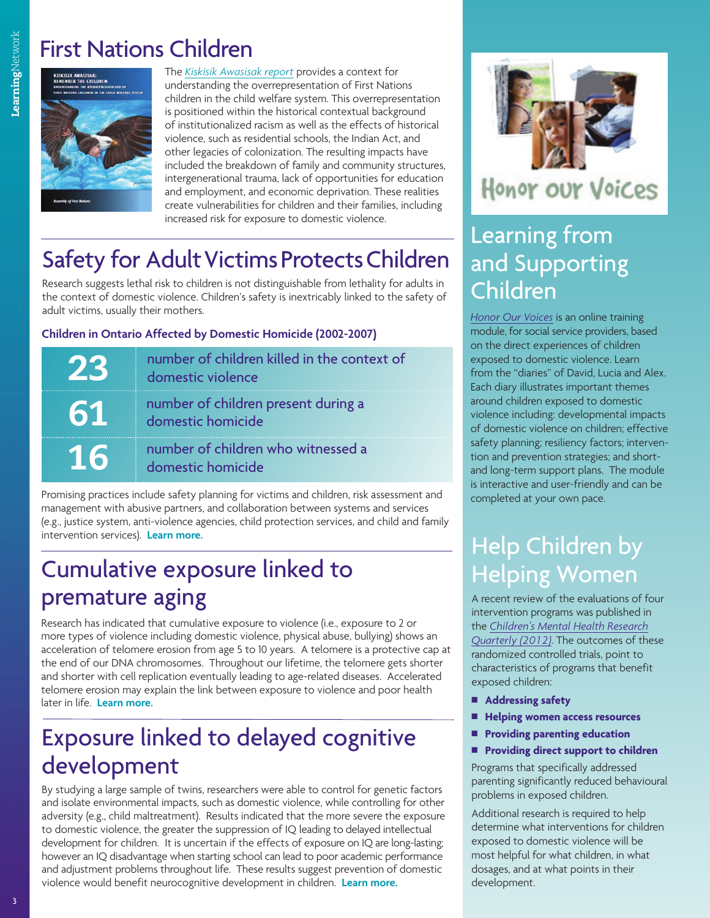# First Nations Children

The *Kiskisik Awasisak report* provides a context for understanding the overrepresentation of First Nations children in the child welfare system. This overrepresentation is positioned within the historical contextual background of institutionalized racism as well as the effects of historical violence, such as residential schools, the Indian Act, and other legacies of colonization. The resulting impacts have included the breakdown of family and community structures, intergenerational trauma, lack of opportunities for education and employment, and economic deprivation. These realities create vulnerabilities for children and their families, including increased risk for exposure to domestic violence.

# Safety for Adult Victims Protects Children

Research suggests lethal risk to children is not distinguishable from lethality for adults in the context of domestic violence. Children's safety is inextricably linked to the safety of adult victims, usually their mothers.

**Children in Ontario Affected by Domestic Homicide (2002-2007)**

| | |
|---|---|
| 23 | number of children killed in the context of domestic violence |
| 61 | number of children present during a domestic homicide |
| 16 | number of children who witnessed a domestic homicide |

Promising practices include safety planning for victims and children, risk assessment and management with abusive partners, and collaboration between systems and services (e.g., justice system, anti-violence agencies, child protection services, and child and family intervention services). **Learn more.**

# Cumulative exposure linked to premature aging

Research has indicated that cumulative exposure to violence (i.e., exposure to 2 or more types of violence including domestic violence, physical abuse, bullying) shows an acceleration of telomere erosion from age 5 to 10 years. A telomere is a protective cap at the end of our DNA chromosomes. Throughout our lifetime, the telomere gets shorter and shorter with cell replication eventually leading to age-related diseases. Accelerated telomere erosion may explain the link between exposure to violence and poor health later in life. **Learn more.**

# Exposure linked to delayed cognitive development

By studying a large sample of twins, researchers were able to control for genetic factors and isolate environmental impacts, such as domestic violence, while controlling for other adversity (e.g., child maltreatment). Results indicated that the more severe the exposure to domestic violence, the greater the suppression of IQ leading to delayed intellectual development for children. It is uncertain if the effects of exposure on IQ are long-lasting; however an IQ disadvantage when starting school can lead to poor academic performance and adjustment problems throughout life. These results suggest prevention of domestic violence would benefit neurocognitive development in children. **Learn more.**

# Learning from and Supporting Children

*Honor Our Voices* is an online training module, for social service providers, based on the direct experiences of children exposed to domestic violence. Learn from the "diaries" of David, Lucia and Alex. Each diary illustrates important themes around children exposed to domestic violence including: developmental impacts of domestic violence on children; effective safety planning; resiliency factors; intervention and prevention strategies; and short- and long-term support plans. The module is interactive and user-friendly and can be completed at your own pace.

# Help Children by Helping Women

A recent review of the evaluations of four intervention programs was published in the *Children's Mental Health Research Quarterly (2012)*. The outcomes of these randomized controlled trials, point to characteristics of programs that benefit exposed children:

- **Addressing safety**
- **Helping women access resources**
- **Providing parenting education**
- **Providing direct support to children**

Programs that specifically addressed parenting significantly reduced behavioural problems in exposed children.

Additional research is required to help determine what interventions for children exposed to domestic violence will be most helpful for what children, in what dosages, and at what points in their development.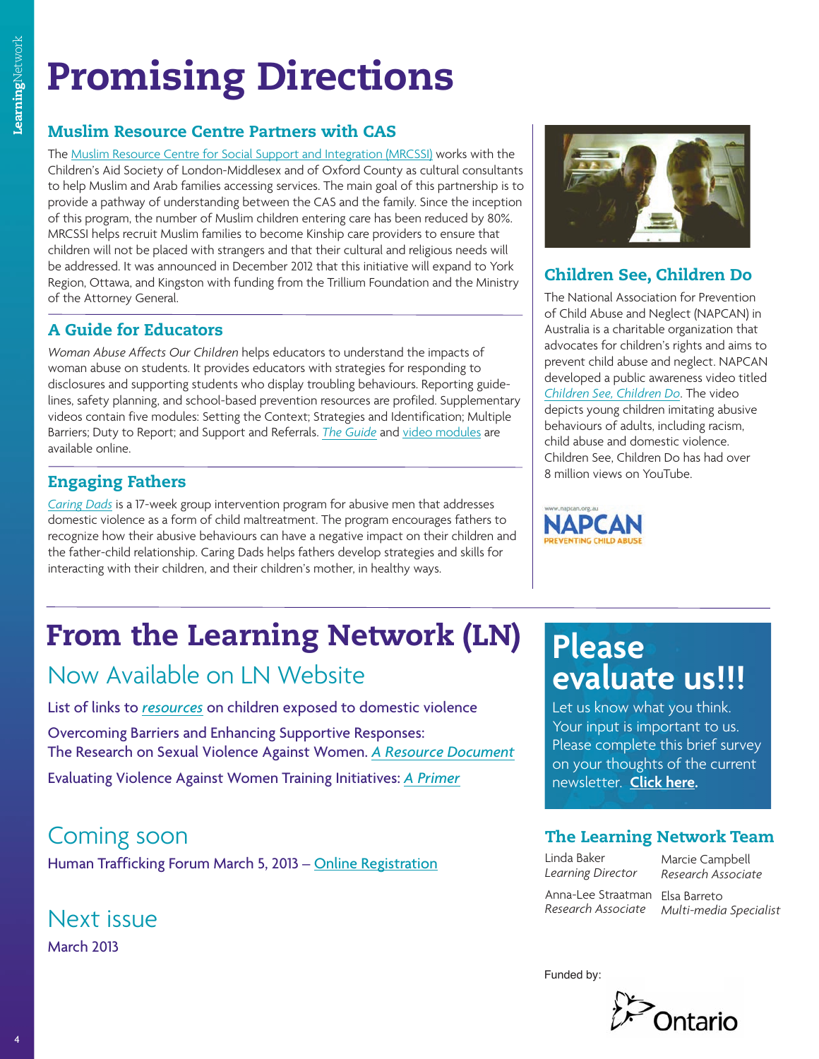# Promising Directions

## Muslim Resource Centre Partners with CAS

The Muslim Resource Centre for Social Support and Integration (MRCSSI) works with the Children's Aid Society of London-Middlesex and of Oxford County as cultural consultants to help Muslim and Arab families accessing services. The main goal of this partnership is to provide a pathway of understanding between the CAS and the family. Since the inception of this program, the number of Muslim children entering care has been reduced by 80%. MRCSSI helps recruit Muslim families to become Kinship care providers to ensure that children will not be placed with strangers and that their cultural and religious needs will be addressed. It was announced in December 2012 that this initiative will expand to York Region, Ottawa, and Kingston with funding from the Trillium Foundation and the Ministry of the Attorney General.

## A Guide for Educators

*Woman Abuse Affects Our Children* helps educators to understand the impacts of woman abuse on students. It provides educators with strategies for responding to disclosures and supporting students who display troubling behaviours. Reporting guidelines, safety planning, and school-based prevention resources are profiled. Supplementary videos contain five modules: Setting the Context; Strategies and Identification; Multiple Barriers; Duty to Report; and Support and Referrals. *The Guide* and video modules are available online.

## Engaging Fathers

*Caring Dads* is a 17-week group intervention program for abusive men that addresses domestic violence as a form of child maltreatment. The program encourages fathers to recognize how their abusive behaviours can have a negative impact on their children and the father-child relationship. Caring Dads helps fathers develop strategies and skills for interacting with their children, and their children's mother, in healthy ways.

## Children See, Children Do

The National Association for Prevention of Child Abuse and Neglect (NAPCAN) in Australia is a charitable organization that advocates for children's rights and aims to prevent child abuse and neglect. NAPCAN developed a public awareness video titled *Children See, Children Do*. The video depicts young children imitating abusive behaviours of adults, including racism, child abuse and domestic violence. Children See, Children Do has had over 8 million views on YouTube.

# From the Learning Network (LN)

## Now Available on LN Website

List of links to *resources* on children exposed to domestic violence

Overcoming Barriers and Enhancing Supportive Responses: The Research on Sexual Violence Against Women. *A Resource Document*

Evaluating Violence Against Women Training Initiatives: *A Primer*

## Coming soon

Human Trafficking Forum March 5, 2013 – Online Registration

## Next issue

March 2013

## Please evaluate us!!!

Let us know what you think. Your input is important to us. Please complete this brief survey on your thoughts of the current newsletter. **Click here.**

## The Learning Network Team

Linda Baker
*Learning Director*

Marcie Campbell
*Research Associate*

Anna-Lee Straatman
*Research Associate*

Elsa Barreto
*Multi-media Specialist*

Funded by: Ontario